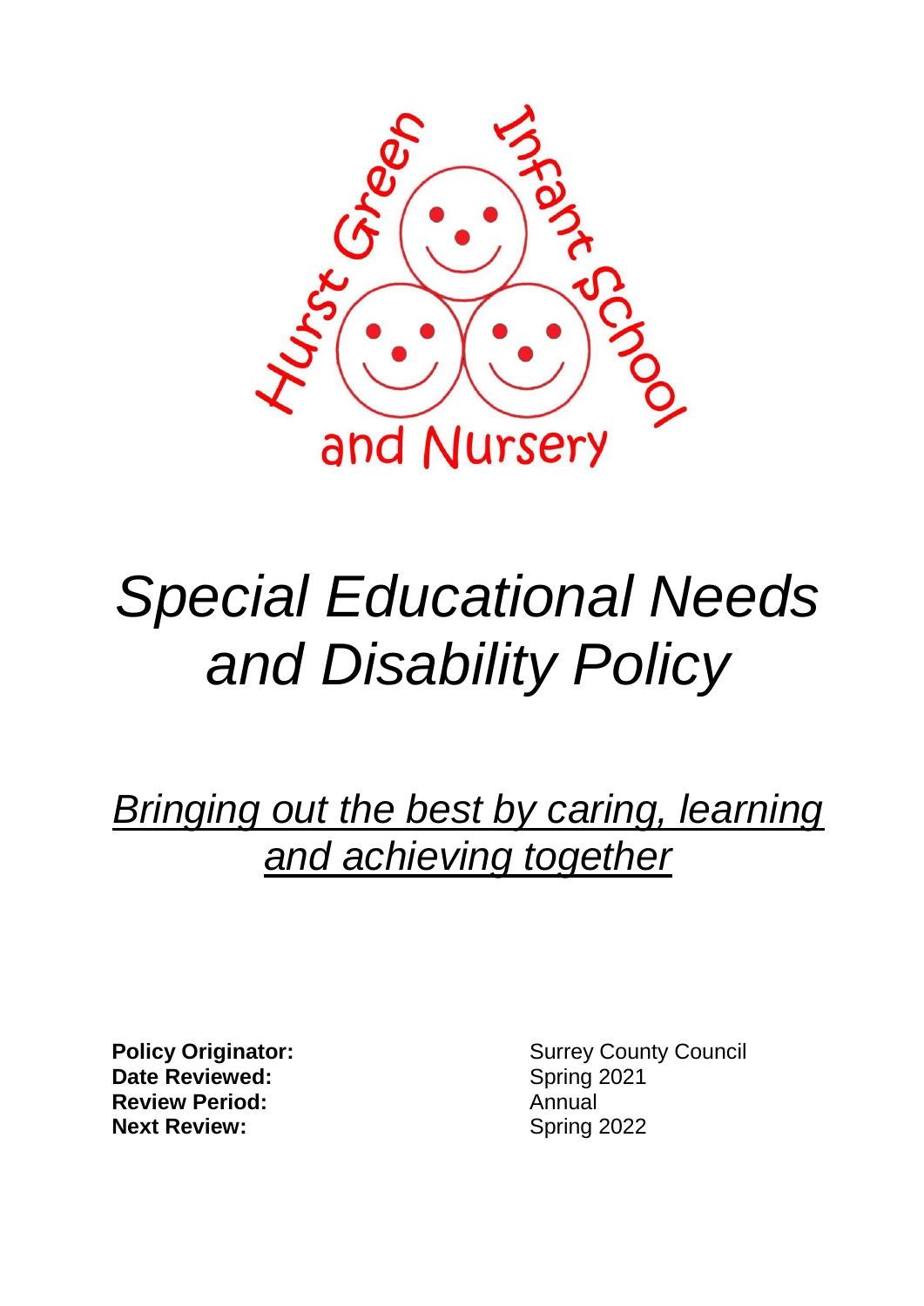Hurst Green Infant School and Nursery

# *Special Educational Needs and Disability Policy*

## *Bringing out the best by caring, learning and achieving together*

| | |
|---|---|
| **Policy Originator:** | Surrey County Council |
| **Date Reviewed:** | Spring 2021 |
| **Review Period:** | Annual |
| **Next Review:** | Spring 2022 |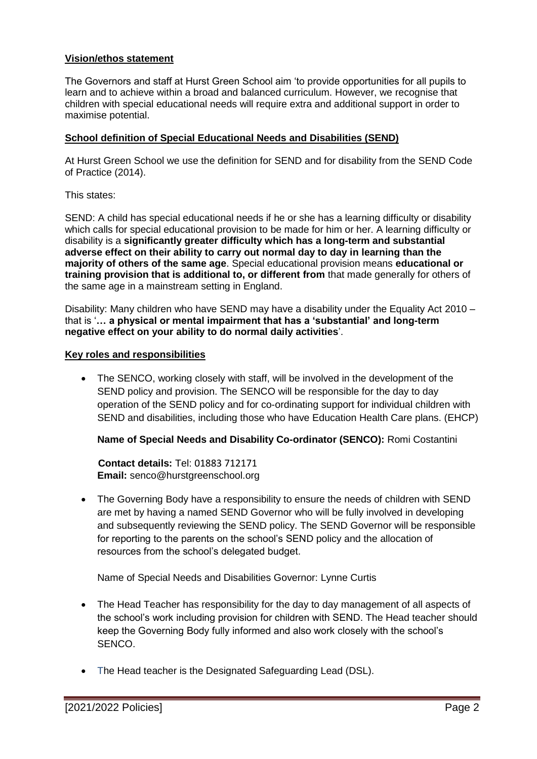**Vision/ethos statement**

The Governors and staff at Hurst Green School aim 'to provide opportunities for all pupils to learn and to achieve within a broad and balanced curriculum. However, we recognise that children with special educational needs will require extra and additional support in order to maximise potential.

**School definition of Special Educational Needs and Disabilities (SEND)**

At Hurst Green School we use the definition for SEND and for disability from the SEND Code of Practice (2014).

This states:

SEND: A child has special educational needs if he or she has a learning difficulty or disability which calls for special educational provision to be made for him or her. A learning difficulty or disability is a **significantly greater difficulty which has a long-term and substantial adverse effect on their ability to carry out normal day to day in learning than the majority of others of the same age**. Special educational provision means **educational or training provision that is additional to, or different from** that made generally for others of the same age in a mainstream setting in England.

Disability: Many children who have SEND may have a disability under the Equality Act 2010 – that is '**… a physical or mental impairment that has a 'substantial' and long-term negative effect on your ability to do normal daily activities**'.

**Key roles and responsibilities**

- The SENCO, working closely with staff, will be involved in the development of the SEND policy and provision. The SENCO will be responsible for the day to day operation of the SEND policy and for co-ordinating support for individual children with SEND and disabilities, including those who have Education Health Care plans. (EHCP)

  **Name of Special Needs and Disability Co-ordinator (SENCO):** Romi Costantini

  **Contact details:** Tel: 01883 712171
  **Email:** senco@hurstgreenschool.org

- The Governing Body have a responsibility to ensure the needs of children with SEND are met by having a named SEND Governor who will be fully involved in developing and subsequently reviewing the SEND policy. The SEND Governor will be responsible for reporting to the parents on the school's SEND policy and the allocation of resources from the school's delegated budget.

  Name of Special Needs and Disabilities Governor: Lynne Curtis

- The Head Teacher has responsibility for the day to day management of all aspects of the school's work including provision for children with SEND. The Head teacher should keep the Governing Body fully informed and also work closely with the school's SENCO.

- The Head teacher is the Designated Safeguarding Lead (DSL).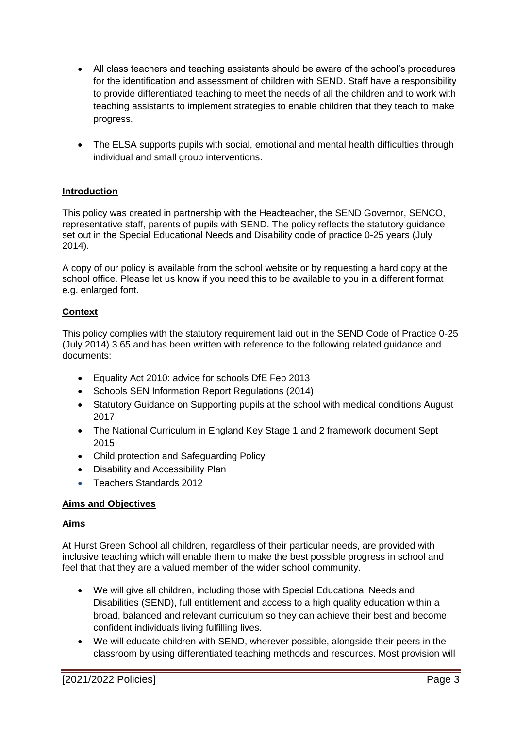- All class teachers and teaching assistants should be aware of the school's procedures for the identification and assessment of children with SEND. Staff have a responsibility to provide differentiated teaching to meet the needs of all the children and to work with teaching assistants to implement strategies to enable children that they teach to make progress.
- The ELSA supports pupils with social, emotional and mental health difficulties through individual and small group interventions.

## Introduction

This policy was created in partnership with the Headteacher, the SEND Governor, SENCO, representative staff, parents of pupils with SEND. The policy reflects the statutory guidance set out in the Special Educational Needs and Disability code of practice 0-25 years (July 2014).

A copy of our policy is available from the school website or by requesting a hard copy at the school office. Please let us know if you need this to be available to you in a different format e.g. enlarged font.

## Context

This policy complies with the statutory requirement laid out in the SEND Code of Practice 0-25 (July 2014) 3.65 and has been written with reference to the following related guidance and documents:

- Equality Act 2010: advice for schools DfE Feb 2013
- Schools SEN Information Report Regulations (2014)
- Statutory Guidance on Supporting pupils at the school with medical conditions August 2017
- The National Curriculum in England Key Stage 1 and 2 framework document Sept 2015
- Child protection and Safeguarding Policy
- Disability and Accessibility Plan
- Teachers Standards 2012

## Aims and Objectives

### Aims

At Hurst Green School all children, regardless of their particular needs, are provided with inclusive teaching which will enable them to make the best possible progress in school and feel that that they are a valued member of the wider school community.

- We will give all children, including those with Special Educational Needs and Disabilities (SEND), full entitlement and access to a high quality education within a broad, balanced and relevant curriculum so they can achieve their best and become confident individuals living fulfilling lives.
- We will educate children with SEND, wherever possible, alongside their peers in the classroom by using differentiated teaching methods and resources. Most provision will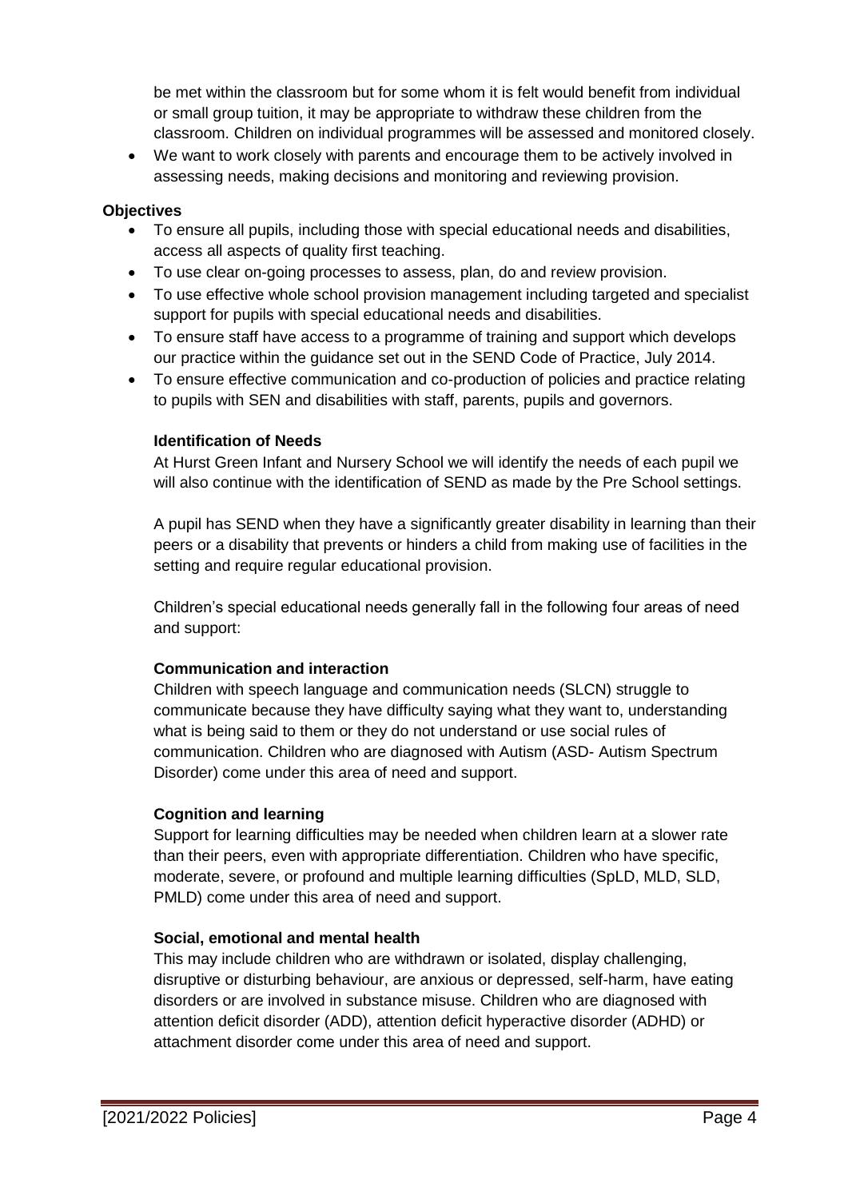be met within the classroom but for some whom it is felt would benefit from individual or small group tuition, it may be appropriate to withdraw these children from the classroom. Children on individual programmes will be assessed and monitored closely.

- We want to work closely with parents and encourage them to be actively involved in assessing needs, making decisions and monitoring and reviewing provision.

**Objectives**

- To ensure all pupils, including those with special educational needs and disabilities, access all aspects of quality first teaching.
- To use clear on-going processes to assess, plan, do and review provision.
- To use effective whole school provision management including targeted and specialist support for pupils with special educational needs and disabilities.
- To ensure staff have access to a programme of training and support which develops our practice within the guidance set out in the SEND Code of Practice, July 2014.
- To ensure effective communication and co-production of policies and practice relating to pupils with SEN and disabilities with staff, parents, pupils and governors.

**Identification of Needs**

At Hurst Green Infant and Nursery School we will identify the needs of each pupil we will also continue with the identification of SEND as made by the Pre School settings.

A pupil has SEND when they have a significantly greater disability in learning than their peers or a disability that prevents or hinders a child from making use of facilities in the setting and require regular educational provision.

Children's special educational needs generally fall in the following four areas of need and support:

**Communication and interaction**

Children with speech language and communication needs (SLCN) struggle to communicate because they have difficulty saying what they want to, understanding what is being said to them or they do not understand or use social rules of communication. Children who are diagnosed with Autism (ASD- Autism Spectrum Disorder) come under this area of need and support.

**Cognition and learning**

Support for learning difficulties may be needed when children learn at a slower rate than their peers, even with appropriate differentiation. Children who have specific, moderate, severe, or profound and multiple learning difficulties (SpLD, MLD, SLD, PMLD) come under this area of need and support.

**Social, emotional and mental health**

This may include children who are withdrawn or isolated, display challenging, disruptive or disturbing behaviour, are anxious or depressed, self-harm, have eating disorders or are involved in substance misuse. Children who are diagnosed with attention deficit disorder (ADD), attention deficit hyperactive disorder (ADHD) or attachment disorder come under this area of need and support.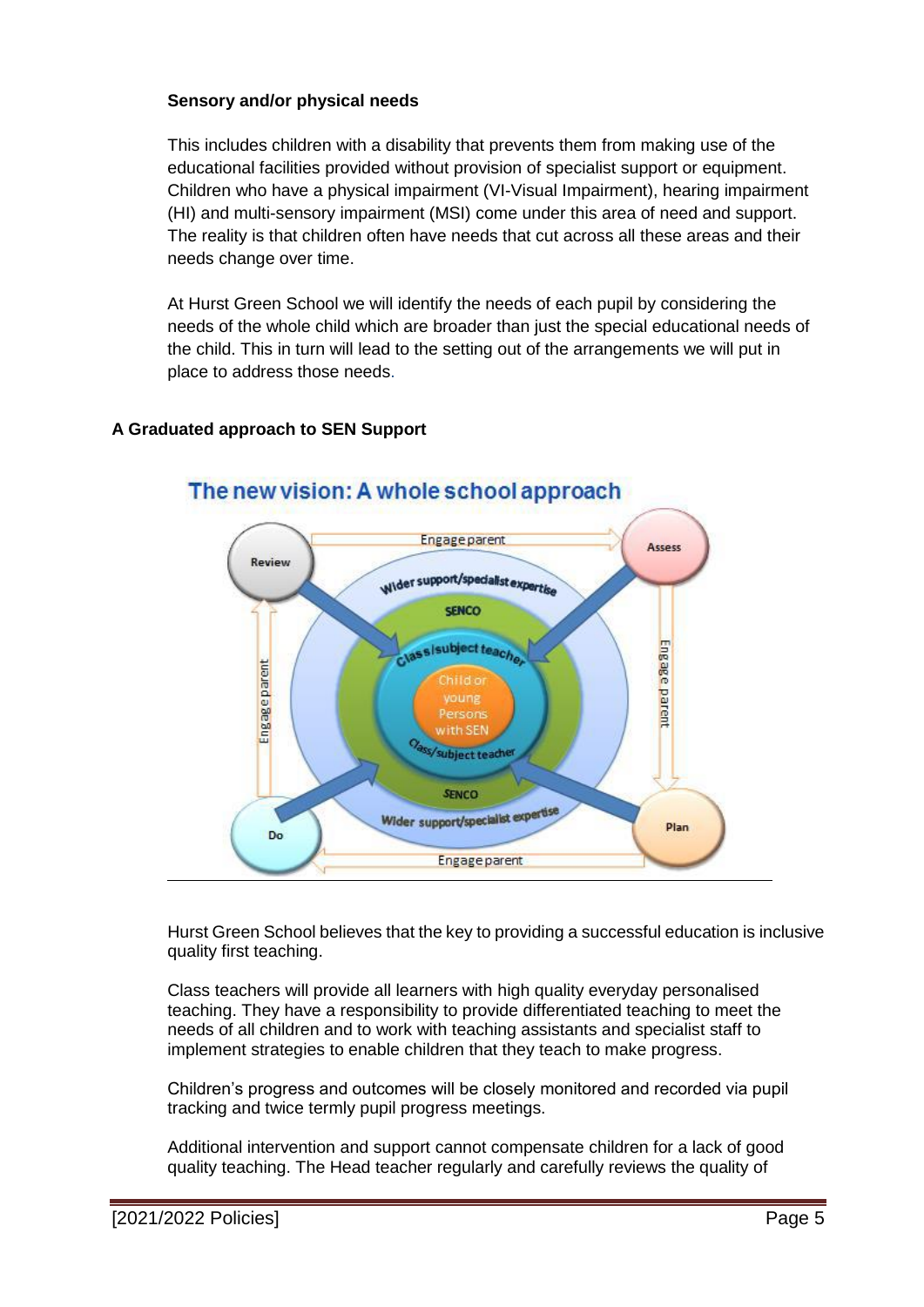### Sensory and/or physical needs

This includes children with a disability that prevents them from making use of the educational facilities provided without provision of specialist support or equipment. Children who have a physical impairment (VI-Visual Impairment), hearing impairment (HI) and multi-sensory impairment (MSI) come under this area of need and support. The reality is that children often have needs that cut across all these areas and their needs change over time.

At Hurst Green School we will identify the needs of each pupil by considering the needs of the whole child which are broader than just the special educational needs of the child. This in turn will lead to the setting out of the arrangements we will put in place to address those needs.

## A Graduated approach to SEN Support

The new vision: A whole school approach

Review, Assess, Plan, Do — Engage parent — Wider support/specialist expertise — SENCO — Class/subject teacher — Child or young Persons with SEN

Hurst Green School believes that the key to providing a successful education is inclusive quality first teaching.

Class teachers will provide all learners with high quality everyday personalised teaching. They have a responsibility to provide differentiated teaching to meet the needs of all children and to work with teaching assistants and specialist staff to implement strategies to enable children that they teach to make progress.

Children's progress and outcomes will be closely monitored and recorded via pupil tracking and twice termly pupil progress meetings.

Additional intervention and support cannot compensate children for a lack of good quality teaching. The Head teacher regularly and carefully reviews the quality of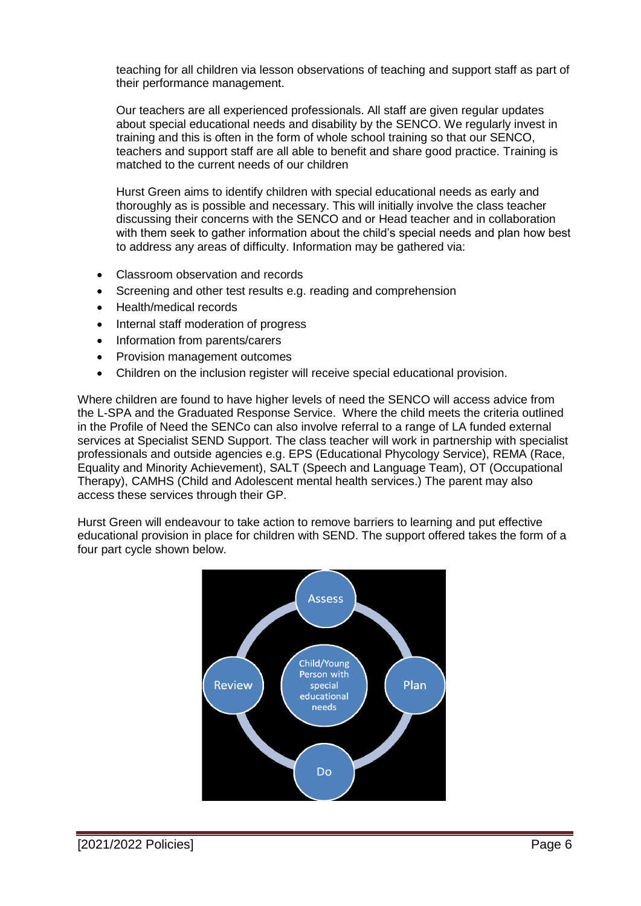teaching for all children via lesson observations of teaching and support staff as part of their performance management.

Our teachers are all experienced professionals. All staff are given regular updates about special educational needs and disability by the SENCO. We regularly invest in training and this is often in the form of whole school training so that our SENCO, teachers and support staff are all able to benefit and share good practice. Training is matched to the current needs of our children

Hurst Green aims to identify children with special educational needs as early and thoroughly as is possible and necessary. This will initially involve the class teacher discussing their concerns with the SENCO and or Head teacher and in collaboration with them seek to gather information about the child's special needs and plan how best to address any areas of difficulty. Information may be gathered via:

- Classroom observation and records
- Screening and other test results e.g. reading and comprehension
- Health/medical records
- Internal staff moderation of progress
- Information from parents/carers
- Provision management outcomes
- Children on the inclusion register will receive special educational provision.

Where children are found to have higher levels of need the SENCO will access advice from the L-SPA and the Graduated Response Service. Where the child meets the criteria outlined in the Profile of Need the SENCo can also involve referral to a range of LA funded external services at Specialist SEND Support. The class teacher will work in partnership with specialist professionals and outside agencies e.g. EPS (Educational Phycology Service), REMA (Race, Equality and Minority Achievement), SALT (Speech and Language Team), OT (Occupational Therapy), CAMHS (Child and Adolescent mental health services.) The parent may also access these services through their GP.

Hurst Green will endeavour to take action to remove barriers to learning and put effective educational provision in place for children with SEND. The support offered takes the form of a four part cycle shown below.

Assess → Plan → Do → Review (centre: Child/Young Person with special educational needs)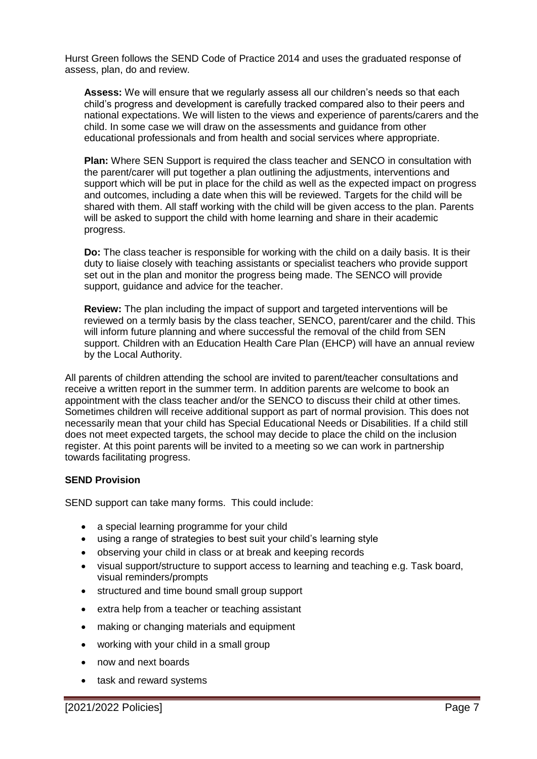Hurst Green follows the SEND Code of Practice 2014 and uses the graduated response of assess, plan, do and review.

**Assess:** We will ensure that we regularly assess all our children's needs so that each child's progress and development is carefully tracked compared also to their peers and national expectations. We will listen to the views and experience of parents/carers and the child. In some case we will draw on the assessments and guidance from other educational professionals and from health and social services where appropriate.

**Plan:** Where SEN Support is required the class teacher and SENCO in consultation with the parent/carer will put together a plan outlining the adjustments, interventions and support which will be put in place for the child as well as the expected impact on progress and outcomes, including a date when this will be reviewed. Targets for the child will be shared with them. All staff working with the child will be given access to the plan. Parents will be asked to support the child with home learning and share in their academic progress.

**Do:** The class teacher is responsible for working with the child on a daily basis. It is their duty to liaise closely with teaching assistants or specialist teachers who provide support set out in the plan and monitor the progress being made. The SENCO will provide support, guidance and advice for the teacher.

**Review:** The plan including the impact of support and targeted interventions will be reviewed on a termly basis by the class teacher, SENCO, parent/carer and the child. This will inform future planning and where successful the removal of the child from SEN support. Children with an Education Health Care Plan (EHCP) will have an annual review by the Local Authority.

All parents of children attending the school are invited to parent/teacher consultations and receive a written report in the summer term. In addition parents are welcome to book an appointment with the class teacher and/or the SENCO to discuss their child at other times. Sometimes children will receive additional support as part of normal provision. This does not necessarily mean that your child has Special Educational Needs or Disabilities. If a child still does not meet expected targets, the school may decide to place the child on the inclusion register. At this point parents will be invited to a meeting so we can work in partnership towards facilitating progress.

**SEND Provision**

SEND support can take many forms. This could include:

- a special learning programme for your child
- using a range of strategies to best suit your child's learning style
- observing your child in class or at break and keeping records
- visual support/structure to support access to learning and teaching e.g. Task board, visual reminders/prompts
- structured and time bound small group support
- extra help from a teacher or teaching assistant
- making or changing materials and equipment
- working with your child in a small group
- now and next boards
- task and reward systems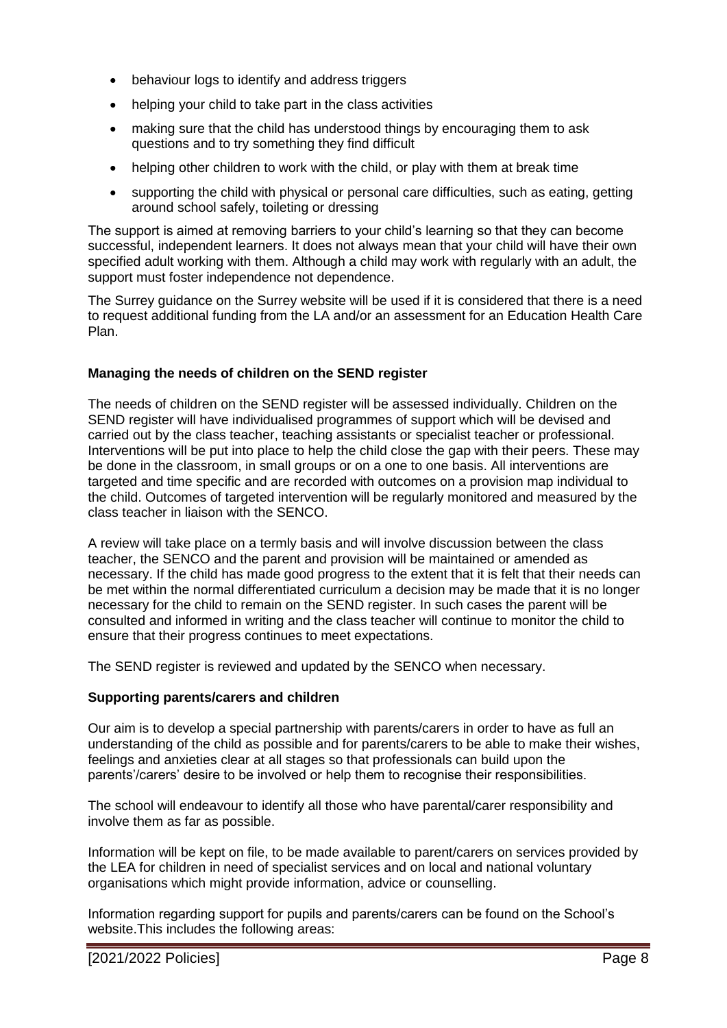- behaviour logs to identify and address triggers
- helping your child to take part in the class activities
- making sure that the child has understood things by encouraging them to ask questions and to try something they find difficult
- helping other children to work with the child, or play with them at break time
- supporting the child with physical or personal care difficulties, such as eating, getting around school safely, toileting or dressing

The support is aimed at removing barriers to your child's learning so that they can become successful, independent learners. It does not always mean that your child will have their own specified adult working with them. Although a child may work with regularly with an adult, the support must foster independence not dependence.

The Surrey guidance on the Surrey website will be used if it is considered that there is a need to request additional funding from the LA and/or an assessment for an Education Health Care Plan.

**Managing the needs of children on the SEND register**

The needs of children on the SEND register will be assessed individually. Children on the SEND register will have individualised programmes of support which will be devised and carried out by the class teacher, teaching assistants or specialist teacher or professional. Interventions will be put into place to help the child close the gap with their peers. These may be done in the classroom, in small groups or on a one to one basis. All interventions are targeted and time specific and are recorded with outcomes on a provision map individual to the child. Outcomes of targeted intervention will be regularly monitored and measured by the class teacher in liaison with the SENCO.

A review will take place on a termly basis and will involve discussion between the class teacher, the SENCO and the parent and provision will be maintained or amended as necessary. If the child has made good progress to the extent that it is felt that their needs can be met within the normal differentiated curriculum a decision may be made that it is no longer necessary for the child to remain on the SEND register. In such cases the parent will be consulted and informed in writing and the class teacher will continue to monitor the child to ensure that their progress continues to meet expectations.

The SEND register is reviewed and updated by the SENCO when necessary.

**Supporting parents/carers and children**

Our aim is to develop a special partnership with parents/carers in order to have as full an understanding of the child as possible and for parents/carers to be able to make their wishes, feelings and anxieties clear at all stages so that professionals can build upon the parents'/carers' desire to be involved or help them to recognise their responsibilities.

The school will endeavour to identify all those who have parental/carer responsibility and involve them as far as possible.

Information will be kept on file, to be made available to parent/carers on services provided by the LEA for children in need of specialist services and on local and national voluntary organisations which might provide information, advice or counselling.

Information regarding support for pupils and parents/carers can be found on the School's website.This includes the following areas: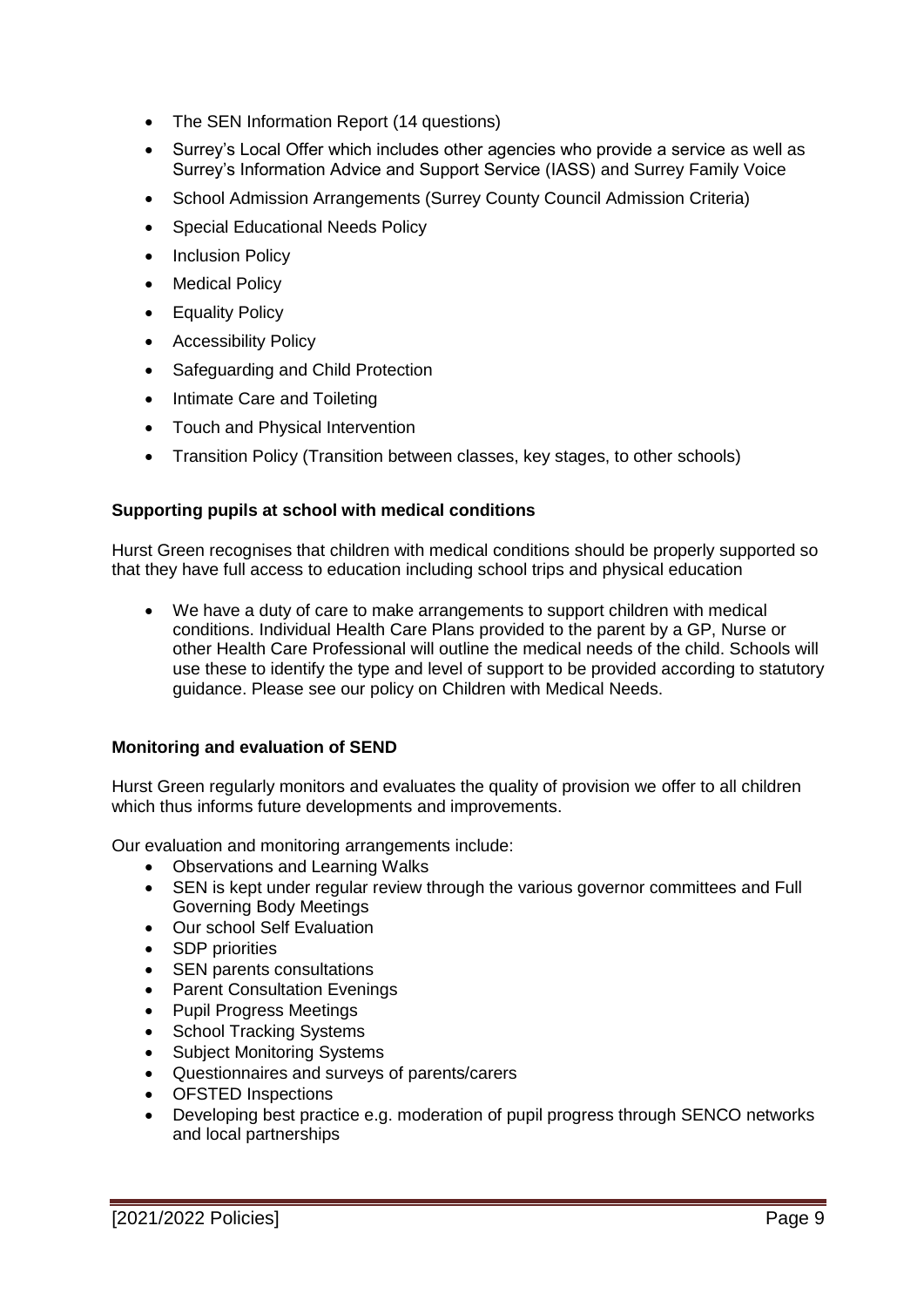- The SEN Information Report (14 questions)
- Surrey's Local Offer which includes other agencies who provide a service as well as Surrey's Information Advice and Support Service (IASS) and Surrey Family Voice
- School Admission Arrangements (Surrey County Council Admission Criteria)
- Special Educational Needs Policy
- Inclusion Policy
- Medical Policy
- Equality Policy
- Accessibility Policy
- Safeguarding and Child Protection
- Intimate Care and Toileting
- Touch and Physical Intervention
- Transition Policy (Transition between classes, key stages, to other schools)

**Supporting pupils at school with medical conditions**

Hurst Green recognises that children with medical conditions should be properly supported so that they have full access to education including school trips and physical education

- We have a duty of care to make arrangements to support children with medical conditions. Individual Health Care Plans provided to the parent by a GP, Nurse or other Health Care Professional will outline the medical needs of the child. Schools will use these to identify the type and level of support to be provided according to statutory guidance. Please see our policy on Children with Medical Needs.

**Monitoring and evaluation of SEND**

Hurst Green regularly monitors and evaluates the quality of provision we offer to all children which thus informs future developments and improvements.

Our evaluation and monitoring arrangements include:

- Observations and Learning Walks
- SEN is kept under regular review through the various governor committees and Full Governing Body Meetings
- Our school Self Evaluation
- SDP priorities
- SEN parents consultations
- Parent Consultation Evenings
- Pupil Progress Meetings
- School Tracking Systems
- Subject Monitoring Systems
- Questionnaires and surveys of parents/carers
- OFSTED Inspections
- Developing best practice e.g. moderation of pupil progress through SENCO networks and local partnerships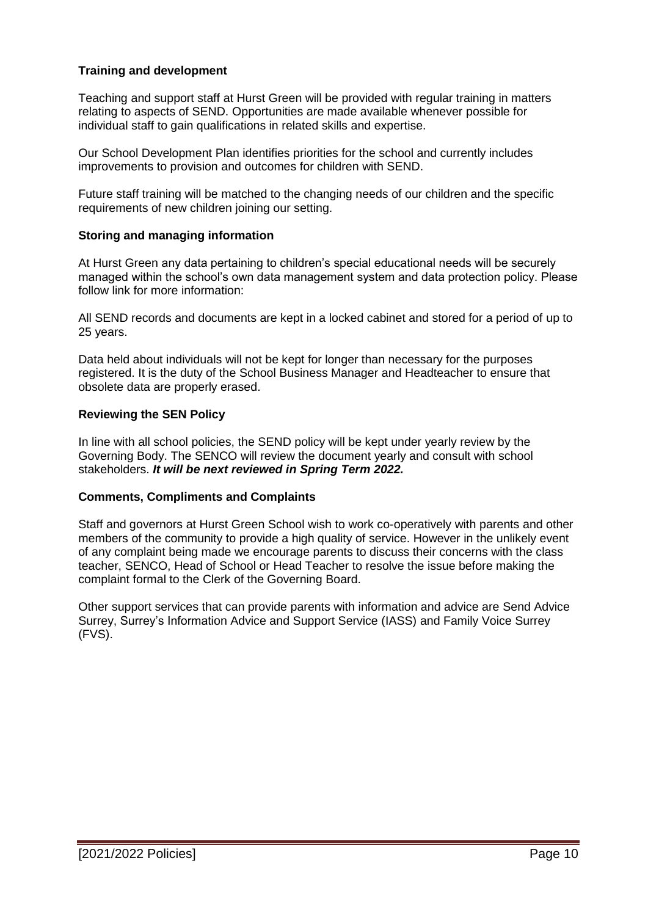**Training and development**

Teaching and support staff at Hurst Green will be provided with regular training in matters relating to aspects of SEND. Opportunities are made available whenever possible for individual staff to gain qualifications in related skills and expertise.

Our School Development Plan identifies priorities for the school and currently includes improvements to provision and outcomes for children with SEND.

Future staff training will be matched to the changing needs of our children and the specific requirements of new children joining our setting.

**Storing and managing information**

At Hurst Green any data pertaining to children's special educational needs will be securely managed within the school's own data management system and data protection policy. Please follow link for more information:

All SEND records and documents are kept in a locked cabinet and stored for a period of up to 25 years.

Data held about individuals will not be kept for longer than necessary for the purposes registered. It is the duty of the School Business Manager and Headteacher to ensure that obsolete data are properly erased.

**Reviewing the SEN Policy**

In line with all school policies, the SEND policy will be kept under yearly review by the Governing Body. The SENCO will review the document yearly and consult with school stakeholders. ***It will be next reviewed in Spring Term 2022.***

**Comments, Compliments and Complaints**

Staff and governors at Hurst Green School wish to work co-operatively with parents and other members of the community to provide a high quality of service. However in the unlikely event of any complaint being made we encourage parents to discuss their concerns with the class teacher, SENCO, Head of School or Head Teacher to resolve the issue before making the complaint formal to the Clerk of the Governing Board.

Other support services that can provide parents with information and advice are Send Advice Surrey, Surrey's Information Advice and Support Service (IASS) and Family Voice Surrey (FVS).